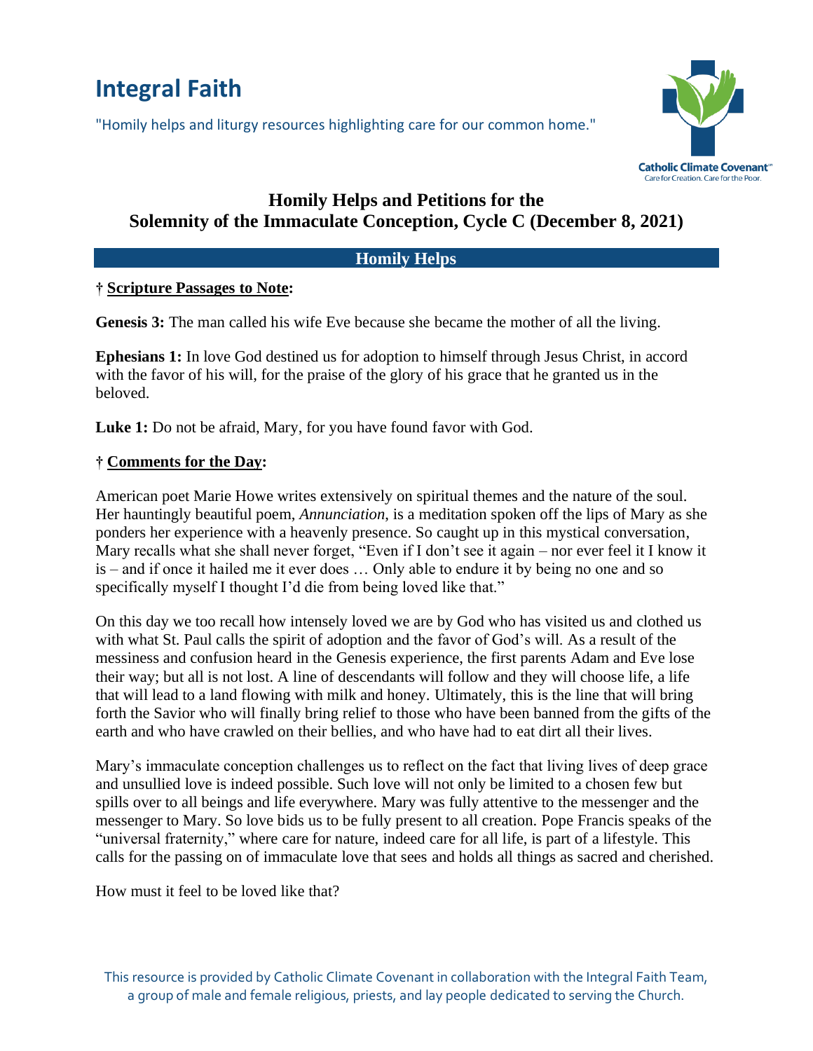# Integral Faith

"Homily helps and liturgy resources highlighting care for our common home."

Catholic Climate Covenant
Care for Creation. Care for the Poor.

## Homily Helps and Petitions for the Solemnity of the Immaculate Conception, Cycle C (December 8, 2021)

### Homily Helps

**† Scripture Passages to Note:**

**Genesis 3:** The man called his wife Eve because she became the mother of all the living.

**Ephesians 1:** In love God destined us for adoption to himself through Jesus Christ, in accord with the favor of his will, for the praise of the glory of his grace that he granted us in the beloved.

**Luke 1:** Do not be afraid, Mary, for you have found favor with God.

**† Comments for the Day:**

American poet Marie Howe writes extensively on spiritual themes and the nature of the soul. Her hauntingly beautiful poem, *Annunciation*, is a meditation spoken off the lips of Mary as she ponders her experience with a heavenly presence. So caught up in this mystical conversation, Mary recalls what she shall never forget, "Even if I don't see it again – nor ever feel it I know it is – and if once it hailed me it ever does … Only able to endure it by being no one and so specifically myself I thought I'd die from being loved like that."

On this day we too recall how intensely loved we are by God who has visited us and clothed us with what St. Paul calls the spirit of adoption and the favor of God's will. As a result of the messiness and confusion heard in the Genesis experience, the first parents Adam and Eve lose their way; but all is not lost. A line of descendants will follow and they will choose life, a life that will lead to a land flowing with milk and honey. Ultimately, this is the line that will bring forth the Savior who will finally bring relief to those who have been banned from the gifts of the earth and who have crawled on their bellies, and who have had to eat dirt all their lives.

Mary's immaculate conception challenges us to reflect on the fact that living lives of deep grace and unsullied love is indeed possible. Such love will not only be limited to a chosen few but spills over to all beings and life everywhere. Mary was fully attentive to the messenger and the messenger to Mary. So love bids us to be fully present to all creation. Pope Francis speaks of the "universal fraternity," where care for nature, indeed care for all life, is part of a lifestyle. This calls for the passing on of immaculate love that sees and holds all things as sacred and cherished.

How must it feel to be loved like that?

This resource is provided by Catholic Climate Covenant in collaboration with the Integral Faith Team, a group of male and female religious, priests, and lay people dedicated to serving the Church.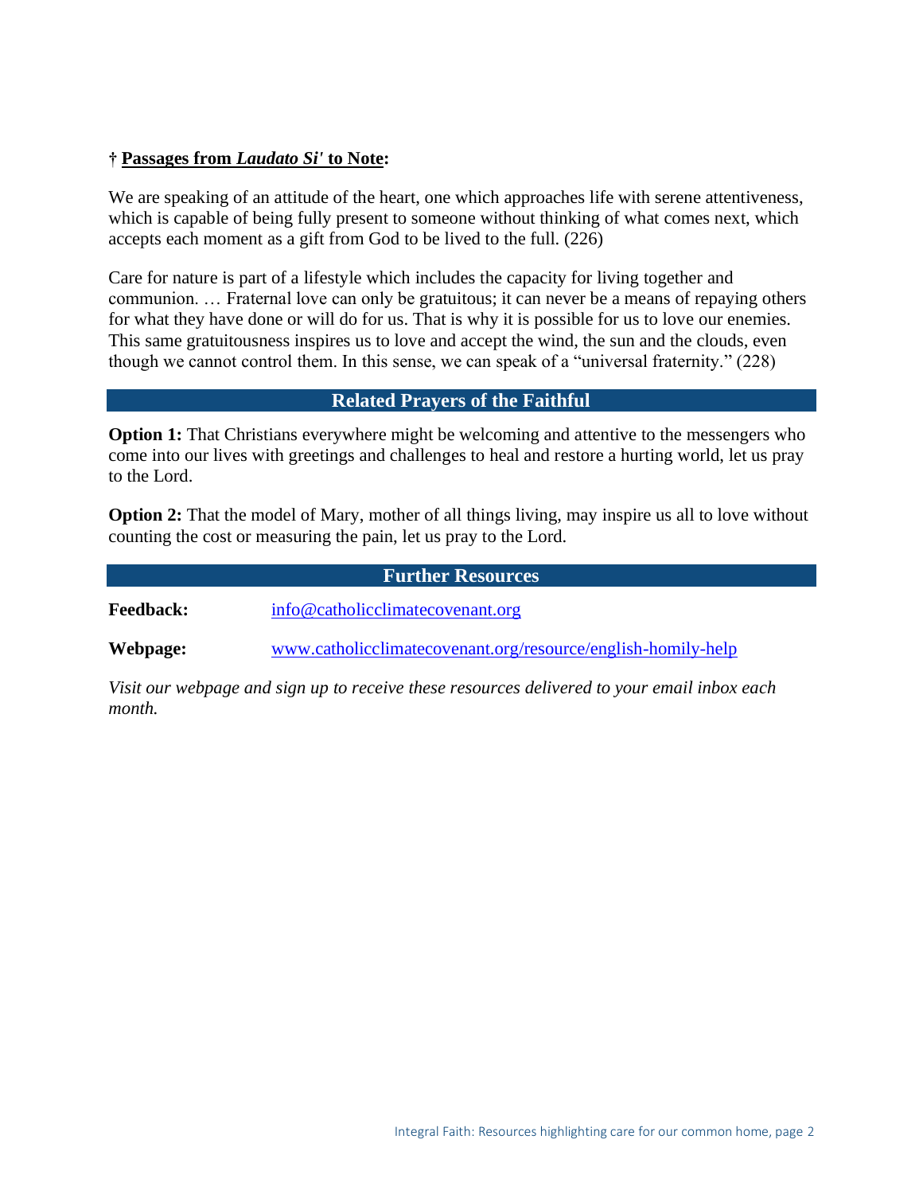**† Passages from *Laudato Si'* to Note:**

We are speaking of an attitude of the heart, one which approaches life with serene attentiveness, which is capable of being fully present to someone without thinking of what comes next, which accepts each moment as a gift from God to be lived to the full. (226)

Care for nature is part of a lifestyle which includes the capacity for living together and communion. … Fraternal love can only be gratuitous; it can never be a means of repaying others for what they have done or will do for us. That is why it is possible for us to love our enemies. This same gratuitousness inspires us to love and accept the wind, the sun and the clouds, even though we cannot control them. In this sense, we can speak of a "universal fraternity." (228)

## Related Prayers of the Faithful

**Option 1:** That Christians everywhere might be welcoming and attentive to the messengers who come into our lives with greetings and challenges to heal and restore a hurting world, let us pray to the Lord.

**Option 2:** That the model of Mary, mother of all things living, may inspire us all to love without counting the cost or measuring the pain, let us pray to the Lord.

## Further Resources

**Feedback:** info@catholicclimatecovenant.org

**Webpage:** www.catholicclimatecovenant.org/resource/english-homily-help

*Visit our webpage and sign up to receive these resources delivered to your email inbox each month.*